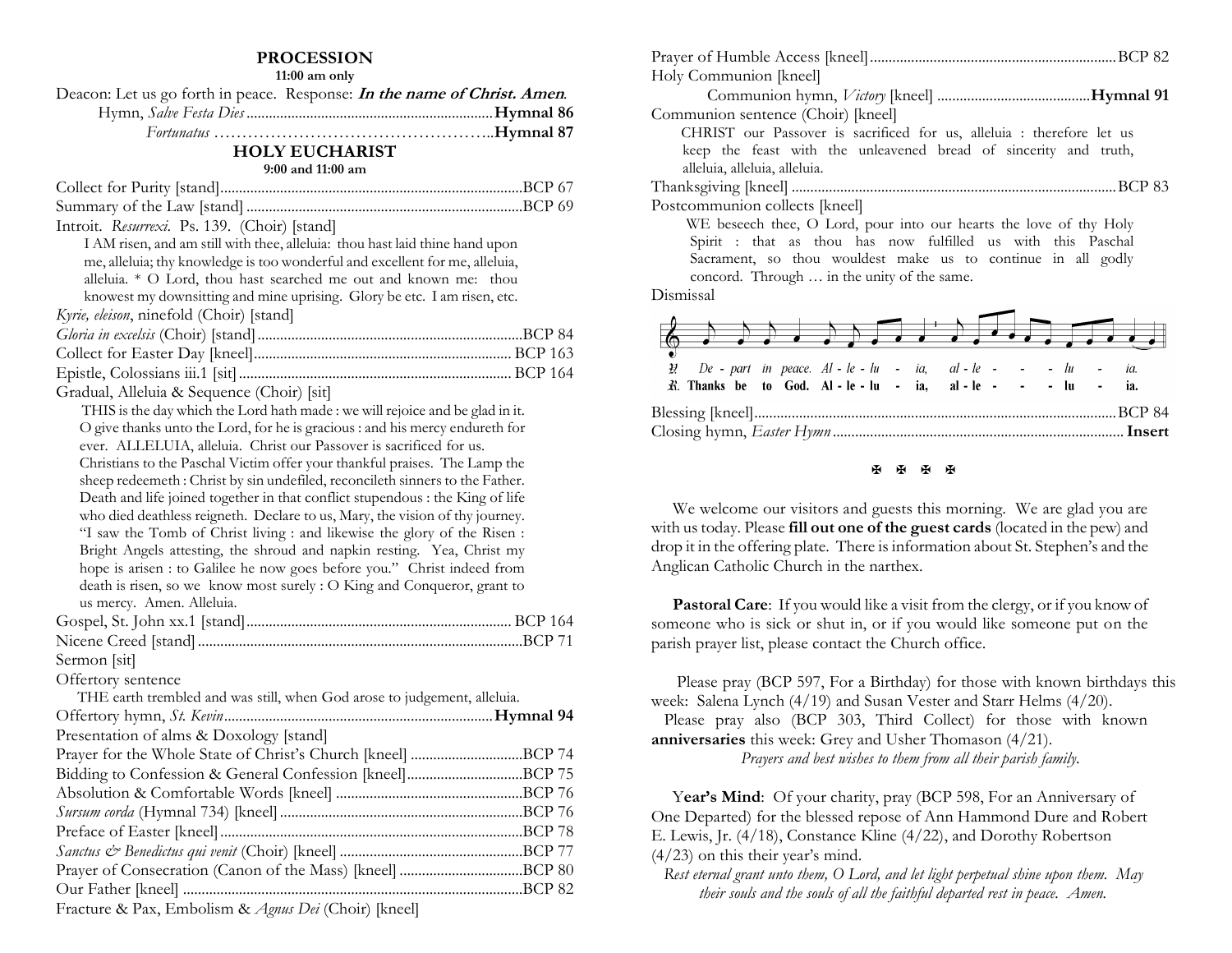## PROCESSION

**11:00 am only**

Deacon: Let us go forth in peace. Response: ***In the name of Christ. Amen.***

Hymn, *Salve Festa Dies* ................................................ **Hymnal 86**

*Fortunatus* ................................................ **Hymnal 87**

## HOLY EUCHARIST

**9:00 and 11:00 am**

Collect for Purity [stand] ................................................ BCP 67

Summary of the Law [stand] ................................................ BCP 69

Introit. *Resurrexi.* Ps. 139. (Choir) [stand]

I AM risen, and am still with thee, alleluia: thou hast laid thine hand upon me, alleluia; thy knowledge is too wonderful and excellent for me, alleluia, alleluia. * O Lord, thou hast searched me out and known me: thou knowest my downsitting and mine uprising. Glory be etc. I am risen, etc.

*Kyrie, eleison*, ninefold (Choir) [stand]

*Gloria in excelsis* (Choir) [stand] ................................................ BCP 84

Collect for Easter Day [kneel] ................................................ BCP 163

Epistle, Colossians iii.1 [sit] ................................................ BCP 164

Gradual, Alleluia & Sequence (Choir) [sit]

THIS is the day which the Lord hath made : we will rejoice and be glad in it. O give thanks unto the Lord, for he is gracious : and his mercy endureth for ever. ALLELUIA, alleluia. Christ our Passover is sacrificed for us. Christians to the Paschal Victim offer your thankful praises. The Lamp the sheep redeemeth : Christ by sin undefiled, reconcileth sinners to the Father. Death and life joined together in that conflict stupendous : the King of life who died deathless reigneth. Declare to us, Mary, the vision of thy journey. "I saw the Tomb of Christ living : and likewise the glory of the Risen : Bright Angels attesting, the shroud and napkin resting. Yea, Christ my hope is arisen : to Galilee he now goes before you." Christ indeed from death is risen, so we know most surely : O King and Conqueror, grant to us mercy. Amen. Alleluia.

Gospel, St. John xx.1 [stand] ................................................ BCP 164

Nicene Creed [stand] ................................................ BCP 71

Sermon [sit]

Offertory sentence

THE earth trembled and was still, when God arose to judgement, alleluia.

Offertory hymn, *St. Kevin* ................................................ **Hymnal 94**

Presentation of alms & Doxology [stand]

Prayer for the Whole State of Christ's Church [kneel] ................................................ BCP 74

Bidding to Confession & General Confession [kneel] ................................................ BCP 75

Absolution & Comfortable Words [kneel] ................................................ BCP 76

*Sursum corda* (Hymnal 734) [kneel] ................................................ BCP 76

*Preface of Easter* [kneel] ................................................ BCP 78

*Sanctus & Benedictus qui venit* (Choir) [kneel] ................................................ BCP 77

Prayer of Consecration (Canon of the Mass) [kneel] ................................................ BCP 80

Our Father [kneel] ................................................ BCP 82

Fracture & Pax, Embolism & *Agnus Dei* (Choir) [kneel]

Prayer of Humble Access [kneel] ................................................ BCP 82

Holy Communion [kneel]

Communion hymn, *Victory* [kneel] ................................................ **Hymnal 91**

Communion sentence (Choir) [kneel]

CHRIST our Passover is sacrificed for us, alleluia : therefore let us keep the feast with the unleavened bread of sincerity and truth, alleluia, alleluia, alleluia.

Thanksgiving [kneel] ................................................ BCP 83

Postcommunion collects [kneel]

WE beseech thee, O Lord, pour into our hearts the love of thy Holy Spirit : that as thou has now fulfilled us with this Paschal Sacrament, so thou wouldest make us to continue in all godly concord. Through … in the unity of the same.

Dismissal

℣. *De - part in peace. Al - le - lu - ia, al - le - - - lu - ia.*

℟. **Thanks be to God. Al - le - lu - ia, al - le - - - lu - ia.**

Blessing [kneel] ................................................ BCP 84

Closing hymn, *Easter Hymn* ................................................ **Insert**

✠ ✠ ✠ ✠

We welcome our visitors and guests this morning. We are glad you are with us today. Please **fill out one of the guest cards** (located in the pew) and drop it in the offering plate. There is information about St. Stephen's and the Anglican Catholic Church in the narthex.

**Pastoral Care**: If you would like a visit from the clergy, or if you know of someone who is sick or shut in, or if you would like someone put on the parish prayer list, please contact the Church office.

Please pray (BCP 597, For a Birthday) for those with known birthdays this week: Salena Lynch (4/19) and Susan Vester and Starr Helms (4/20).

Please pray also (BCP 303, Third Collect) for those with known **anniversaries** this week: Grey and Usher Thomason (4/21).

*Prayers and best wishes to them from all their parish family.*

**Year's Mind**: Of your charity, pray (BCP 598, For an Anniversary of One Departed) for the blessed repose of Ann Hammond Dure and Robert E. Lewis, Jr. (4/18), Constance Kline (4/22), and Dorothy Robertson (4/23) on this their year's mind.

*Rest eternal grant unto them, O Lord, and let light perpetual shine upon them. May their souls and the souls of all the faithful departed rest in peace. Amen.*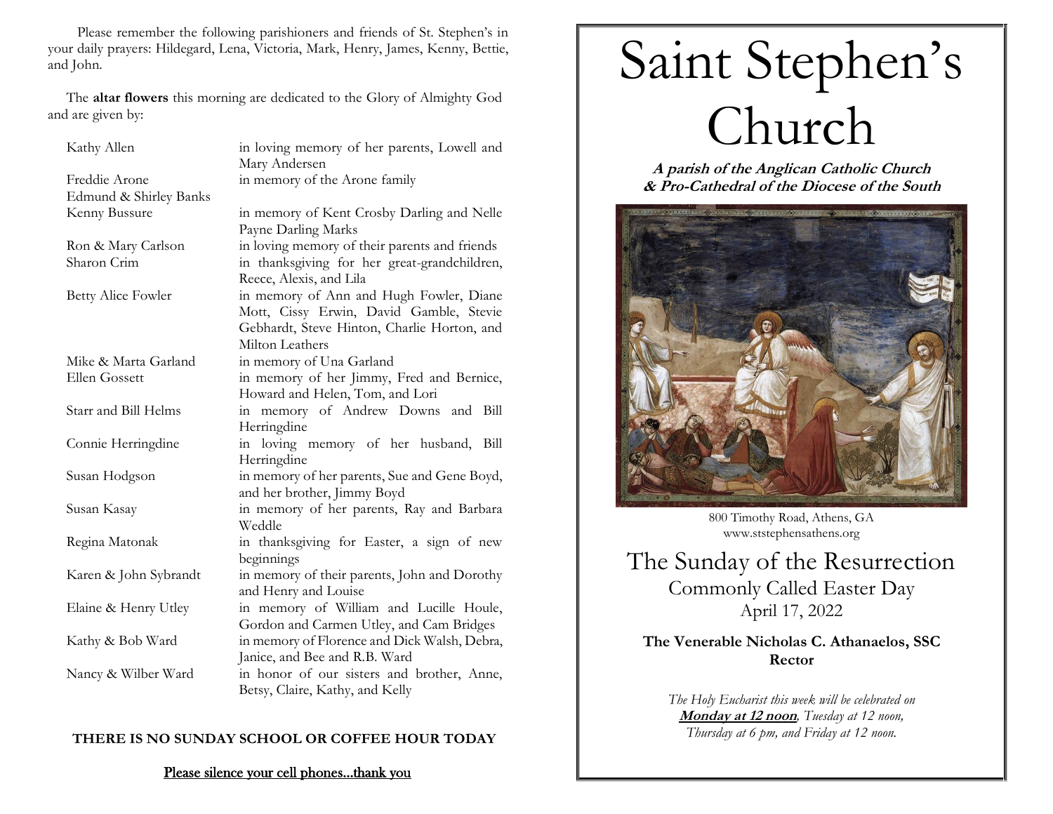Please remember the following parishioners and friends of St. Stephen's in your daily prayers: Hildegard, Lena, Victoria, Mark, Henry, James, Kenny, Bettie, and John.

The **altar flowers** this morning are dedicated to the Glory of Almighty God and are given by:

| | |
|---|---|
| Kathy Allen | in loving memory of her parents, Lowell and Mary Andersen |
| Freddie Arone | in memory of the Arone family |
| Edmund & Shirley Banks | |
| Kenny Bussure | in memory of Kent Crosby Darling and Nelle Payne Darling Marks |
| Ron & Mary Carlson | in loving memory of their parents and friends |
| Sharon Crim | in thanksgiving for her great-grandchildren, Reece, Alexis, and Lila |
| Betty Alice Fowler | in memory of Ann and Hugh Fowler, Diane Mott, Cissy Erwin, David Gamble, Stevie Gebhardt, Steve Hinton, Charlie Horton, and Milton Leathers |
| Mike & Marta Garland | in memory of Una Garland |
| Ellen Gossett | in memory of her Jimmy, Fred and Bernice, Howard and Helen, Tom, and Lori |
| Starr and Bill Helms | in memory of Andrew Downs and Bill Herringdine |
| Connie Herringdine | in loving memory of her husband, Bill Herringdine |
| Susan Hodgson | in memory of her parents, Sue and Gene Boyd, and her brother, Jimmy Boyd |
| Susan Kasay | in memory of her parents, Ray and Barbara Weddle |
| Regina Matonak | in thanksgiving for Easter, a sign of new beginnings |
| Karen & John Sybrandt | in memory of their parents, John and Dorothy and Henry and Louise |
| Elaine & Henry Utley | in memory of William and Lucille Houle, Gordon and Carmen Utley, and Cam Bridges |
| Kathy & Bob Ward | in memory of Florence and Dick Walsh, Debra, Janice, and Bee and R.B. Ward |
| Nancy & Wilber Ward | in honor of our sisters and brother, Anne, Betsy, Claire, Kathy, and Kelly |

**THERE IS NO SUNDAY SCHOOL OR COFFEE HOUR TODAY**

Please silence your cell phones...thank you

# Saint Stephen's Church

***A parish of the Anglican Catholic Church & Pro-Cathedral of the Diocese of the South***

800 Timothy Road, Athens, GA
www.ststephensathens.org

## The Sunday of the Resurrection
Commonly Called Easter Day
April 17, 2022

**The Venerable Nicholas C. Athanaelos, SSC**
**Rector**

*The Holy Eucharist this week will be celebrated on* ***Monday at 12 noon****, Tuesday at 12 noon, Thursday at 6 pm, and Friday at 12 noon.*